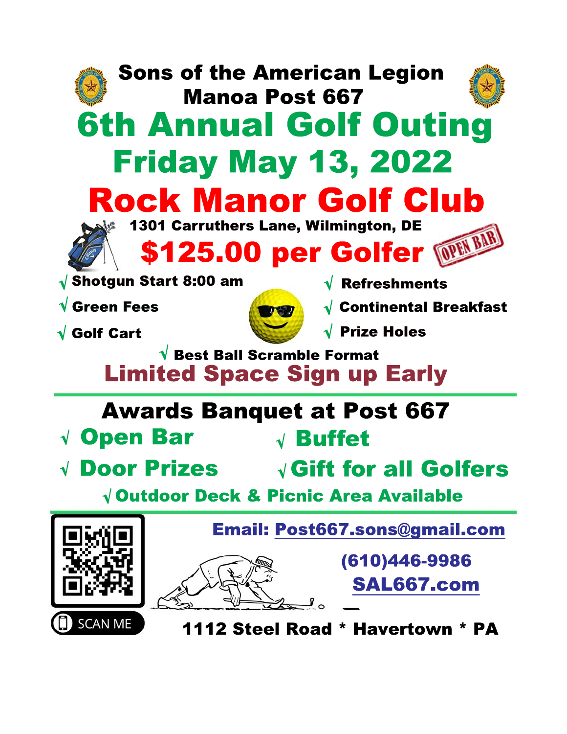# Sons of the American Legion
## Manoa Post 667

# 6th Annual Golf Outing
## Friday May 13, 2022
# Rock Manor Golf Club

1301 Carruthers Lane, Wilmington, DE

## $125.00 per Golfer

OPEN BAR

- √ Shotgun Start 8:00 am
- √ Green Fees
- √ Golf Cart
- √ Refreshments
- √ Continental Breakfast
- √ Prize Holes
- √ Best Ball Scramble Format

**Limited Space Sign up Early**

---

## Awards Banquet at Post 667

- √ Open Bar
- √ Buffet
- √ Door Prizes
- √ Gift for all Golfers
- √ Outdoor Deck & Picnic Area Available

---

SCAN ME

Email: Post667.sons@gmail.com

(610)446-9986

SAL667.com

1112 Steel Road * Havertown * PA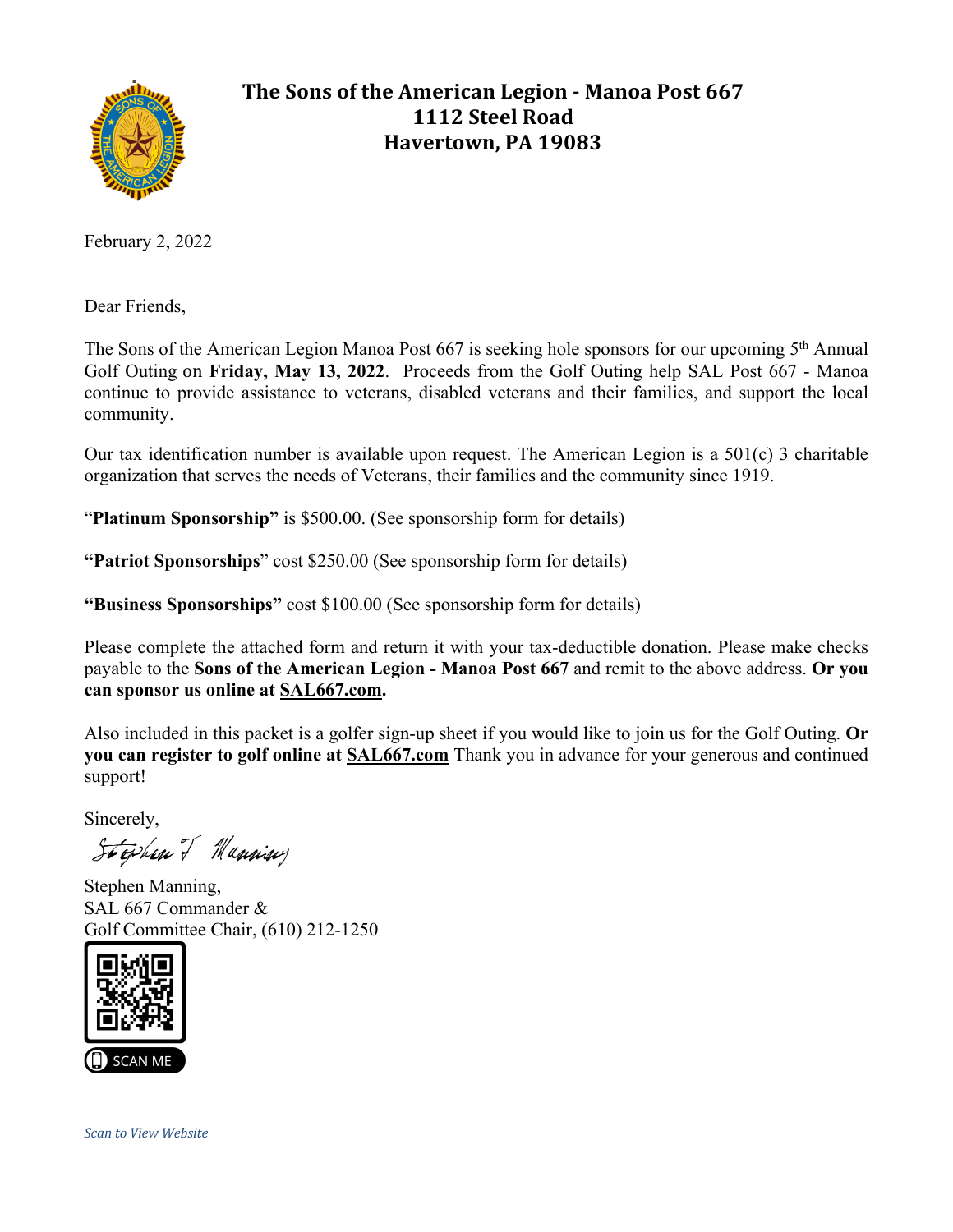# The Sons of the American Legion - Manoa Post 667
## 1112 Steel Road
## Havertown, PA 19083

February 2, 2022

Dear Friends,

The Sons of the American Legion Manoa Post 667 is seeking hole sponsors for our upcoming 5th Annual Golf Outing on **Friday, May 13, 2022**. Proceeds from the Golf Outing help SAL Post 667 - Manoa continue to provide assistance to veterans, disabled veterans and their families, and support the local community.

Our tax identification number is available upon request. The American Legion is a 501(c) 3 charitable organization that serves the needs of Veterans, their families and the community since 1919.

"**Platinum Sponsorship"** is $500.00. (See sponsorship form for details)

**"Patriot Sponsorships**" cost $250.00 (See sponsorship form for details)

**"Business Sponsorships"** cost $100.00 (See sponsorship form for details)

Please complete the attached form and return it with your tax-deductible donation. Please make checks payable to the **Sons of the American Legion - Manoa Post 667** and remit to the above address. **Or you can sponsor us online at SAL667.com.**

Also included in this packet is a golfer sign-up sheet if you would like to join us for the Golf Outing. **Or you can register to golf online at SAL667.com** Thank you in advance for your generous and continued support!

Sincerely,

Stephen T Manning

Stephen Manning,
SAL 667 Commander &
Golf Committee Chair, (610) 212-1250

SCAN ME

*Scan to View Website*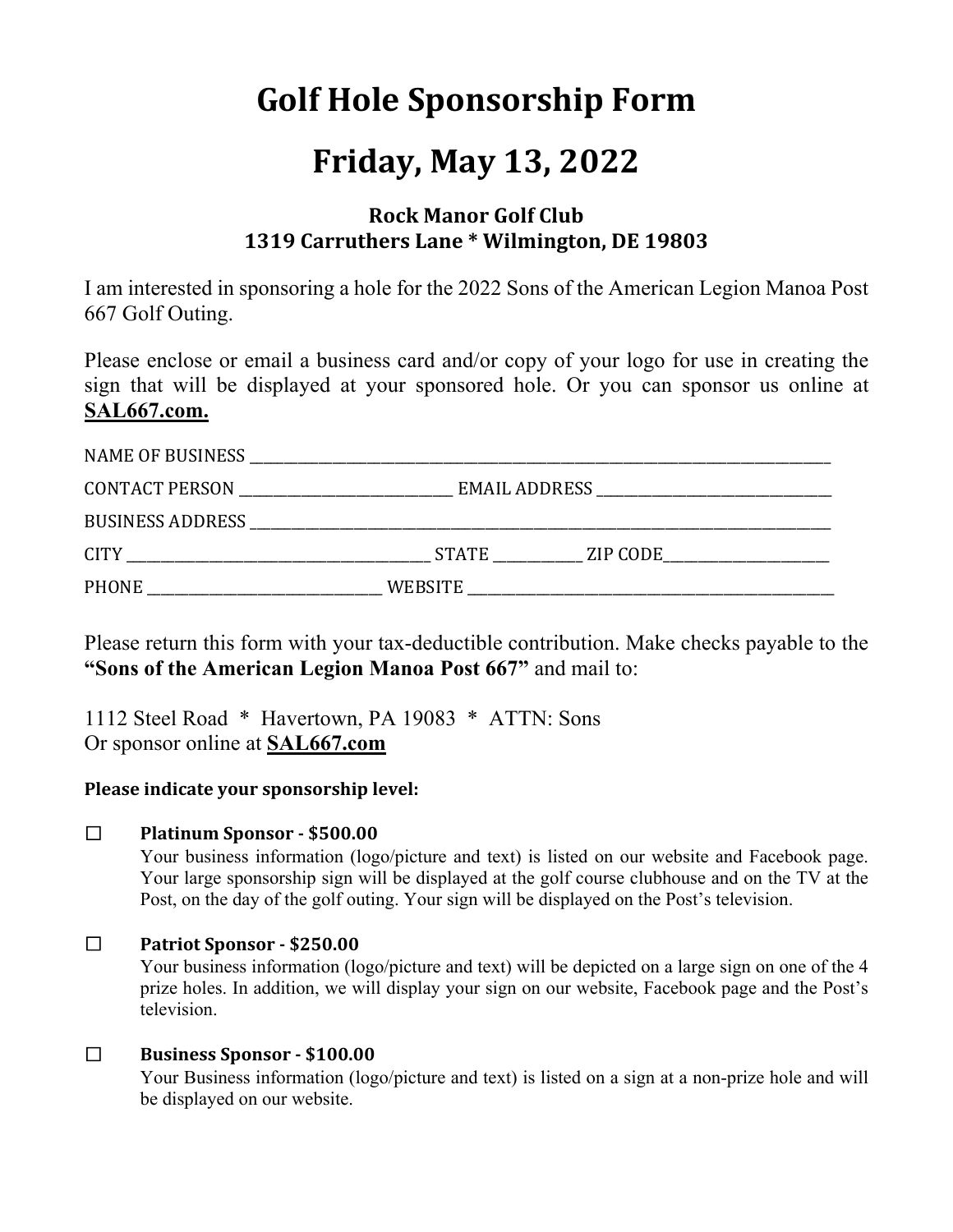# Golf Hole Sponsorship Form

# Friday, May 13, 2022

**Rock Manor Golf Club**
**1319 Carruthers Lane * Wilmington, DE 19803**

I am interested in sponsoring a hole for the 2022 Sons of the American Legion Manoa Post 667 Golf Outing.

Please enclose or email a business card and/or copy of your logo for use in creating the sign that will be displayed at your sponsored hole. Or you can sponsor us online at **SAL667.com.**

NAME OF BUSINESS ________________________________________________

CONTACT PERSON ____________________ EMAIL ADDRESS ____________________

BUSINESS ADDRESS ________________________________________________

CITY ____________________ STATE ________ ZIP CODE______________

PHONE ____________________ WEBSITE ______________________________

Please return this form with your tax-deductible contribution. Make checks payable to the **"Sons of the American Legion Manoa Post 667"** and mail to:

1112 Steel Road * Havertown, PA 19083 * ATTN: Sons
Or sponsor online at **SAL667.com**

**Please indicate your sponsorship level:**

☐ **Platinum Sponsor - $500.00**
Your business information (logo/picture and text) is listed on our website and Facebook page. Your large sponsorship sign will be displayed at the golf course clubhouse and on the TV at the Post, on the day of the golf outing. Your sign will be displayed on the Post's television.

☐ **Patriot Sponsor - $250.00**
Your business information (logo/picture and text) will be depicted on a large sign on one of the 4 prize holes. In addition, we will display your sign on our website, Facebook page and the Post's television.

☐ **Business Sponsor - $100.00**
Your Business information (logo/picture and text) is listed on a sign at a non-prize hole and will be displayed on our website.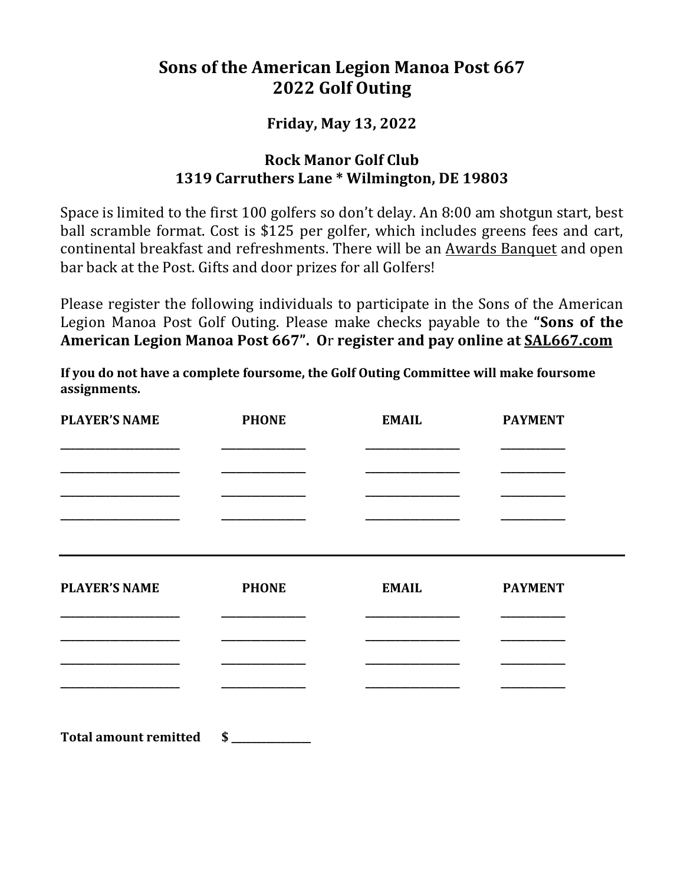# Sons of the American Legion Manoa Post 667
# 2022 Golf Outing

### Friday, May 13, 2022

### Rock Manor Golf Club
### 1319 Carruthers Lane * Wilmington, DE 19803

Space is limited to the first 100 golfers so don't delay. An 8:00 am shotgun start, best ball scramble format. Cost is $125 per golfer, which includes greens fees and cart, continental breakfast and refreshments. There will be an Awards Banquet and open bar back at the Post. Gifts and door prizes for all Golfers!

Please register the following individuals to participate in the Sons of the American Legion Manoa Post Golf Outing. Please make checks payable to the **"Sons of the American Legion Manoa Post 667". Or register and pay online at SAL667.com**

**If you do not have a complete foursome, the Golf Outing Committee will make foursome assignments.**

| PLAYER'S NAME | PHONE | EMAIL | PAYMENT |
| --- | --- | --- | --- |
| | | | |
| | | | |
| | | | |
| | | | |

---

| PLAYER'S NAME | PHONE | EMAIL | PAYMENT |
| --- | --- | --- | --- |
| | | | |
| | | | |
| | | | |
| | | | |

**Total amount remitted** **$** ______________